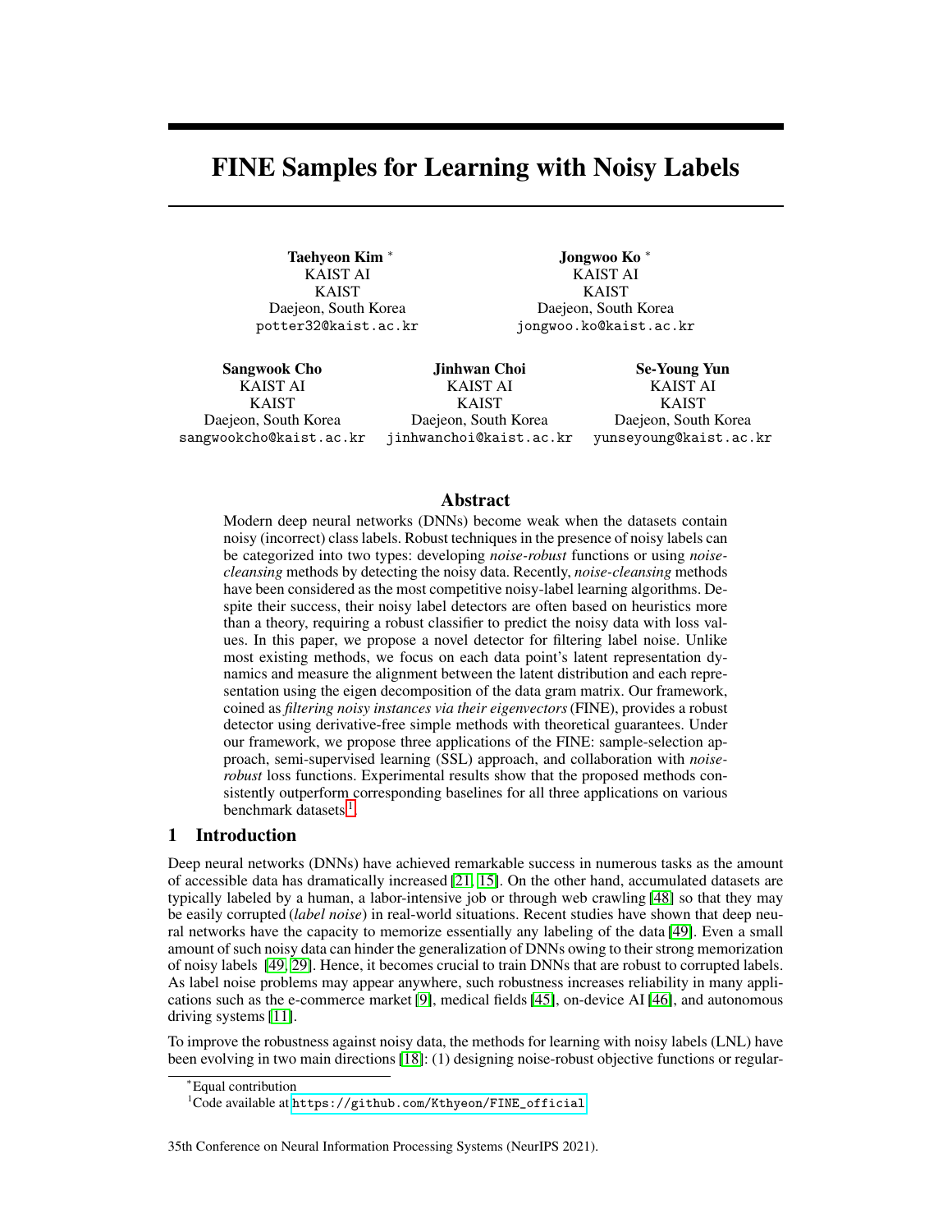# FINE Samples for Learning with Noisy Labels

**Taehyeon Kim** *
KAIST AI
KAIST
Daejeon, South Korea
potter32@kaist.ac.kr

**Jongwoo Ko** *
KAIST AI
KAIST
Daejeon, South Korea
jongwoo.ko@kaist.ac.kr

**Sangwook Cho**
KAIST AI
KAIST
Daejeon, South Korea
sangwookcho@kaist.ac.kr

**Jinhwan Choi**
KAIST AI
KAIST
Daejeon, South Korea
jinhwanchoi@kaist.ac.kr

**Se-Young Yun**
KAIST AI
KAIST
Daejeon, South Korea
yunseyoung@kaist.ac.kr

## Abstract

Modern deep neural networks (DNNs) become weak when the datasets contain noisy (incorrect) class labels. Robust techniques in the presence of noisy labels can be categorized into two types: developing *noise-robust* functions or using *noise-cleansing* methods by detecting the noisy data. Recently, *noise-cleansing* methods have been considered as the most competitive noisy-label learning algorithms. Despite their success, their noisy label detectors are often based on heuristics more than a theory, requiring a robust classifier to predict the noisy data with loss values. In this paper, we propose a novel detector for filtering label noise. Unlike most existing methods, we focus on each data point's latent representation dynamics and measure the alignment between the latent distribution and each representation using the eigen decomposition of the data gram matrix. Our framework, coined as *filtering noisy instances via their eigenvectors* (FINE), provides a robust detector using derivative-free simple methods with theoretical guarantees. Under our framework, we propose three applications of the FINE: sample-selection approach, semi-supervised learning (SSL) approach, and collaboration with *noise-robust* loss functions. Experimental results show that the proposed methods consistently outperform corresponding baselines for all three applications on various benchmark datasets[1].

## 1 Introduction

Deep neural networks (DNNs) have achieved remarkable success in numerous tasks as the amount of accessible data has dramatically increased [21, 15]. On the other hand, accumulated datasets are typically labeled by a human, a labor-intensive job or through web crawling [48] so that they may be easily corrupted (*label noise*) in real-world situations. Recent studies have shown that deep neural networks have the capacity to memorize essentially any labeling of the data [49]. Even a small amount of such noisy data can hinder the generalization of DNNs owing to their strong memorization of noisy labels [49, 29]. Hence, it becomes crucial to train DNNs that are robust to corrupted labels. As label noise problems may appear anywhere, such robustness increases reliability in many applications such as the e-commerce market [9], medical fields [45], on-device AI [46], and autonomous driving systems [11].

To improve the robustness against noisy data, the methods for learning with noisy labels (LNL) have been evolving in two main directions [18]: (1) designing noise-robust objective functions or regular-

*Equal contribution

[1] Code available at https://github.com/Kthyeon/FINE_official

35th Conference on Neural Information Processing Systems (NeurIPS 2021).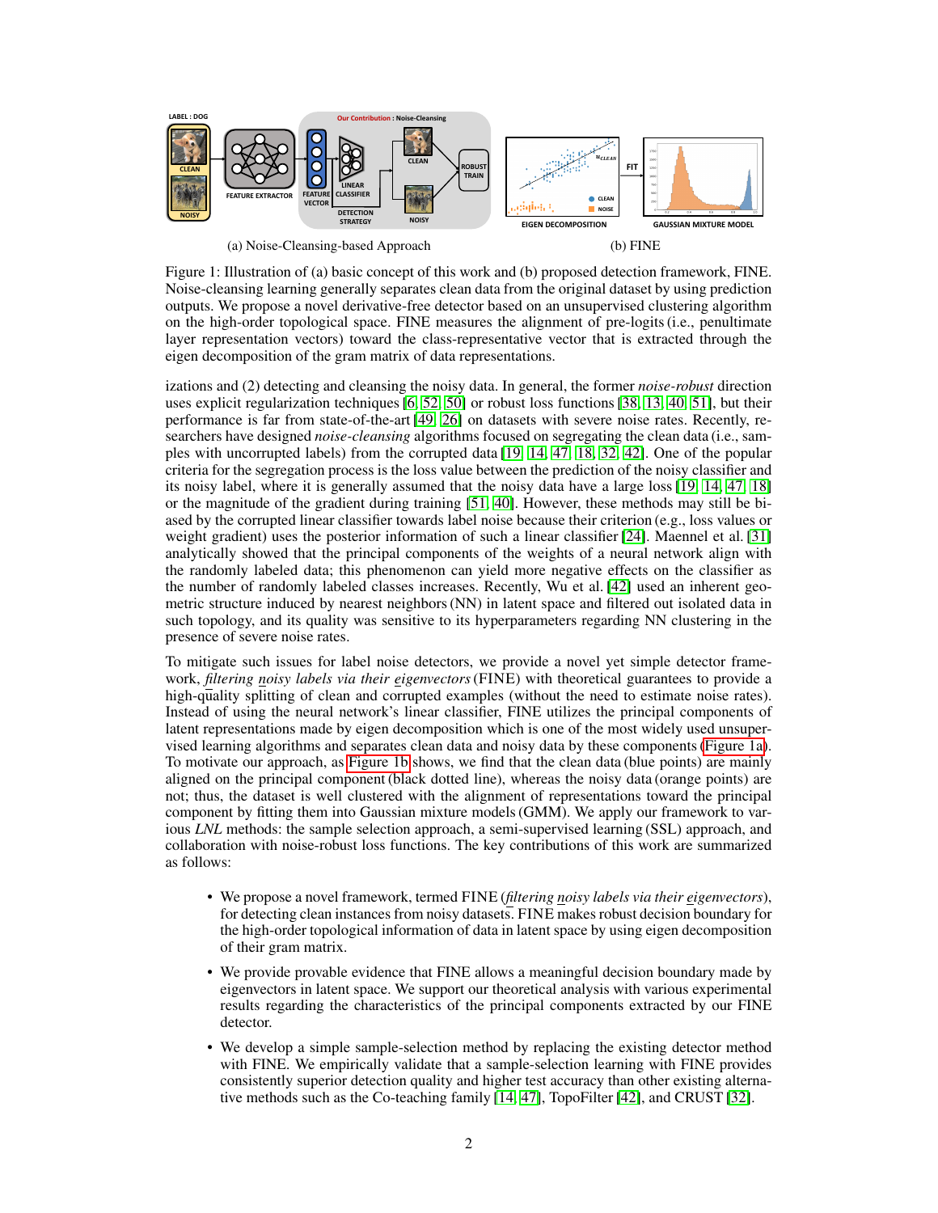LABEL : DOG

CLEAN

NOISY

FEATURE EXTRACTOR

Our Contribution : Noise-Cleansing

FEATURE VECTOR

LINEAR CLASSIFIER

DETECTION STRATEGY

CLEAN

NOISY

ROBUST TRAIN

(a) Noise-Cleansing-based Approach

$u_{CLEAN}$

CLEAN

NOISE

EIGEN DECOMPOSITION

FIT

GAUSSIAN MIXTURE MODEL

(b) FINE

Figure 1: Illustration of (a) basic concept of this work and (b) proposed detection framework, FINE. Noise-cleansing learning generally separates clean data from the original dataset by using prediction outputs. We propose a novel derivative-free detector based on an unsupervised clustering algorithm on the high-order topological space. FINE measures the alignment of pre-logits (i.e., penultimate layer representation vectors) toward the class-representative vector that is extracted through the eigen decomposition of the gram matrix of data representations.

izations and (2) detecting and cleansing the noisy data. In general, the former *noise-robust* direction uses explicit regularization techniques [6, 52, 50] or robust loss functions [38, 13, 40, 51], but their performance is far from state-of-the-art [49, 26] on datasets with severe noise rates. Recently, researchers have designed *noise-cleansing* algorithms focused on segregating the clean data (i.e., samples with uncorrupted labels) from the corrupted data [19, 14, 47, 18, 32, 42]. One of the popular criteria for the segregation process is the loss value between the prediction of the noisy classifier and its noisy label, where it is generally assumed that the noisy data have a large loss [19, 14, 47, 18] or the magnitude of the gradient during training [51, 40]. However, these methods may still be biased by the corrupted linear classifier towards label noise because their criterion (e.g., loss values or weight gradient) uses the posterior information of such a linear classifier [24]. Maennel et al. [31] analytically showed that the principal components of the weights of a neural network align with the randomly labeled data; this phenomenon can yield more negative effects on the classifier as the number of randomly labeled classes increases. Recently, Wu et al. [42] used an inherent geometric structure induced by nearest neighbors (NN) in latent space and filtered out isolated data in such topology, and its quality was sensitive to its hyperparameters regarding NN clustering in the presence of severe noise rates.

To mitigate such issues for label noise detectors, we provide a novel yet simple detector framework, *filtering noisy labels via their eigenvectors* (FINE) with theoretical guarantees to provide a high-quality splitting of clean and corrupted examples (without the need to estimate noise rates). Instead of using the neural network's linear classifier, FINE utilizes the principal components of latent representations made by eigen decomposition which is one of the most widely used unsupervised learning algorithms and separates clean data and noisy data by these components (Figure 1a). To motivate our approach, as Figure 1b shows, we find that the clean data (blue points) are mainly aligned on the principal component (black dotted line), whereas the noisy data (orange points) are not; thus, the dataset is well clustered with the alignment of representations toward the principal component by fitting them into Gaussian mixture models (GMM). We apply our framework to various *LNL* methods: the sample selection approach, a semi-supervised learning (SSL) approach, and collaboration with noise-robust loss functions. The key contributions of this work are summarized as follows:

- We propose a novel framework, termed FINE (*filtering noisy labels via their eigenvectors*), for detecting clean instances from noisy datasets. FINE makes robust decision boundary for the high-order topological information of data in latent space by using eigen decomposition of their gram matrix.
- We provide provable evidence that FINE allows a meaningful decision boundary made by eigenvectors in latent space. We support our theoretical analysis with various experimental results regarding the characteristics of the principal components extracted by our FINE detector.
- We develop a simple sample-selection method by replacing the existing detector method with FINE. We empirically validate that a sample-selection learning with FINE provides consistently superior detection quality and higher test accuracy than other existing alternative methods such as the Co-teaching family [14, 47], TopoFilter [42], and CRUST [32].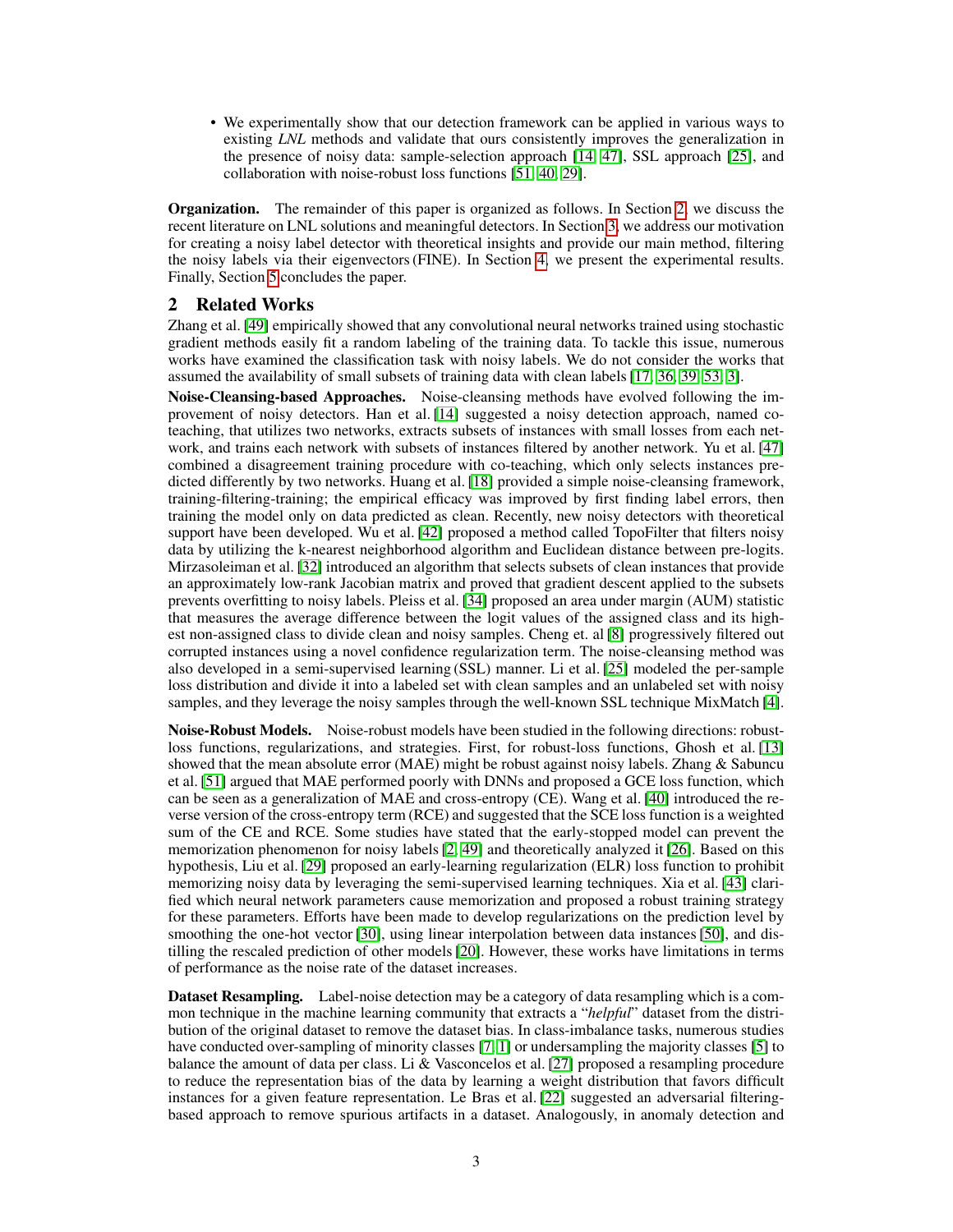- We experimentally show that our detection framework can be applied in various ways to existing *LNL* methods and validate that ours consistently improves the generalization in the presence of noisy data: sample-selection approach [14, 47], SSL approach [25], and collaboration with noise-robust loss functions [51, 40, 29].

**Organization.** The remainder of this paper is organized as follows. In Section 2, we discuss the recent literature on LNL solutions and meaningful detectors. In Section 3, we address our motivation for creating a noisy label detector with theoretical insights and provide our main method, filtering the noisy labels via their eigenvectors (FINE). In Section 4, we present the experimental results. Finally, Section 5 concludes the paper.

## 2 Related Works

Zhang et al. [49] empirically showed that any convolutional neural networks trained using stochastic gradient methods easily fit a random labeling of the training data. To tackle this issue, numerous works have examined the classification task with noisy labels. We do not consider the works that assumed the availability of small subsets of training data with clean labels [17, 36, 39, 53, 3].

**Noise-Cleansing-based Approaches.** Noise-cleansing methods have evolved following the improvement of noisy detectors. Han et al. [14] suggested a noisy detection approach, named co-teaching, that utilizes two networks, extracts subsets of instances with small losses from each network, and trains each network with subsets of instances filtered by another network. Yu et al. [47] combined a disagreement training procedure with co-teaching, which only selects instances predicted differently by two networks. Huang et al. [18] provided a simple noise-cleansing framework, training-filtering-training; the empirical efficacy was improved by first finding label errors, then training the model only on data predicted as clean. Recently, new noisy detectors with theoretical support have been developed. Wu et al. [42] proposed a method called TopoFilter that filters noisy data by utilizing the k-nearest neighborhood algorithm and Euclidean distance between pre-logits. Mirzasoleiman et al. [32] introduced an algorithm that selects subsets of clean instances that provide an approximately low-rank Jacobian matrix and proved that gradient descent applied to the subsets prevents overfitting to noisy labels. Pleiss et al. [34] proposed an area under margin (AUM) statistic that measures the average difference between the logit values of the assigned class and its highest non-assigned class to divide clean and noisy samples. Cheng et. al [8] progressively filtered out corrupted instances using a novel confidence regularization term. The noise-cleansing method was also developed in a semi-supervised learning (SSL) manner. Li et al. [25] modeled the per-sample loss distribution and divide it into a labeled set with clean samples and an unlabeled set with noisy samples, and they leverage the noisy samples through the well-known SSL technique MixMatch [4].

**Noise-Robust Models.** Noise-robust models have been studied in the following directions: robust-loss functions, regularizations, and strategies. First, for robust-loss functions, Ghosh et al. [13] showed that the mean absolute error (MAE) might be robust against noisy labels. Zhang & Sabuncu et al. [51] argued that MAE performed poorly with DNNs and proposed a GCE loss function, which can be seen as a generalization of MAE and cross-entropy (CE). Wang et al. [40] introduced the reverse version of the cross-entropy term (RCE) and suggested that the SCE loss function is a weighted sum of the CE and RCE. Some studies have stated that the early-stopped model can prevent the memorization phenomenon for noisy labels [2, 49] and theoretically analyzed it [26]. Based on this hypothesis, Liu et al. [29] proposed an early-learning regularization (ELR) loss function to prohibit memorizing noisy data by leveraging the semi-supervised learning techniques. Xia et al. [43] clarified which neural network parameters cause memorization and proposed a robust training strategy for these parameters. Efforts have been made to develop regularizations on the prediction level by smoothing the one-hot vector [30], using linear interpolation between data instances [50], and distilling the rescaled prediction of other models [20]. However, these works have limitations in terms of performance as the noise rate of the dataset increases.

**Dataset Resampling.** Label-noise detection may be a category of data resampling which is a common technique in the machine learning community that extracts a "*helpful*" dataset from the distribution of the original dataset to remove the dataset bias. In class-imbalance tasks, numerous studies have conducted over-sampling of minority classes [7, 1] or undersampling the majority classes [5] to balance the amount of data per class. Li & Vasconcelos et al. [27] proposed a resampling procedure to reduce the representation bias of the data by learning a weight distribution that favors difficult instances for a given feature representation. Le Bras et al. [22] suggested an adversarial filtering-based approach to remove spurious artifacts in a dataset. Analogously, in anomaly detection and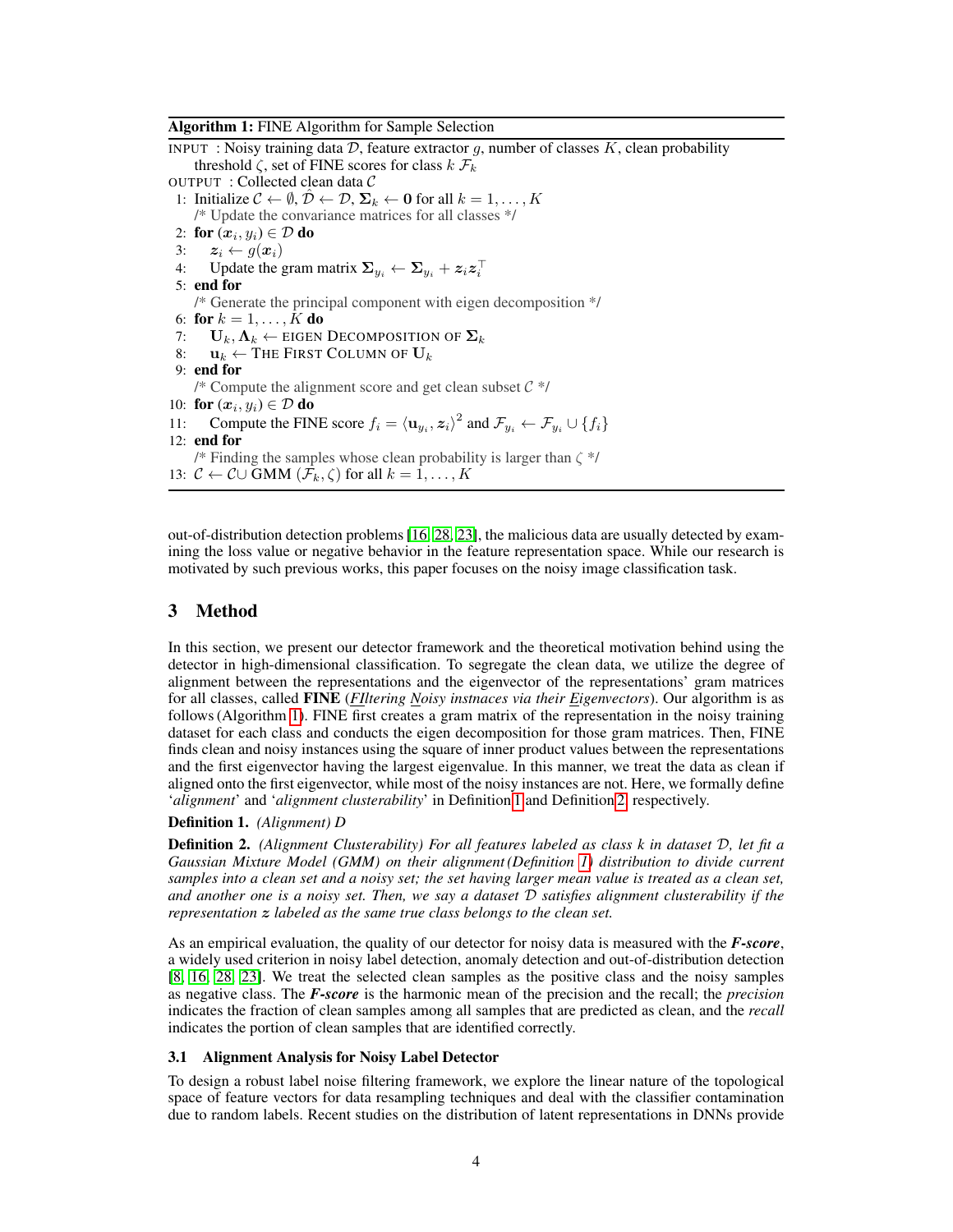**Algorithm 1:** FINE Algorithm for Sample Selection

INPUT : Noisy training data $\mathcal{D}$, feature extractor $g$, number of classes $K$, clean probability threshold $\zeta$, set of FINE scores for class $k$ $\mathcal{F}_k$

OUTPUT : Collected clean data $\mathcal{C}$

1: Initialize $\mathcal{C} \leftarrow \emptyset$, $\hat{\mathcal{D}} \leftarrow \mathcal{D}$, $\mathbf{\Sigma}_k \leftarrow \mathbf{0}$ for all $k = 1, \ldots, K$

/* Update the convariance matrices for all classes */

2: **for** $(\boldsymbol{x}_i, y_i) \in \mathcal{D}$ **do**

3: $\quad \boldsymbol{z}_i \leftarrow g(\boldsymbol{x}_i)$

4: $\quad$ Update the gram matrix $\mathbf{\Sigma}_{y_i} \leftarrow \mathbf{\Sigma}_{y_i} + \boldsymbol{z}_i \boldsymbol{z}_i^\top$

5: **end for**

/* Generate the principal component with eigen decomposition */

6: **for** $k = 1, \ldots, K$ **do**

7: $\quad \mathbf{U}_k, \mathbf{\Lambda}_k \leftarrow$ EIGEN DECOMPOSITION OF $\mathbf{\Sigma}_k$

8: $\quad \mathbf{u}_k \leftarrow$ THE FIRST COLUMN OF $\mathbf{U}_k$

9: **end for**

/* Compute the alignment score and get clean subset $\mathcal{C}$ */

10: **for** $(\boldsymbol{x}_i, y_i) \in \mathcal{D}$ **do**

11: $\quad$ Compute the FINE score $f_i = \langle \mathbf{u}_{y_i}, \boldsymbol{z}_i \rangle^2$ and $\mathcal{F}_{y_i} \leftarrow \mathcal{F}_{y_i} \cup \{f_i\}$

12: **end for**

/* Finding the samples whose clean probability is larger than $\zeta$ */

13: $\mathcal{C} \leftarrow \mathcal{C} \cup$ GMM $(\mathcal{F}_k, \zeta)$ for all $k = 1, \ldots, K$

out-of-distribution detection problems [16, 28, 23], the malicious data are usually detected by examining the loss value or negative behavior in the feature representation space. While our research is motivated by such previous works, this paper focuses on the noisy image classification task.

## 3 Method

In this section, we present our detector framework and the theoretical motivation behind using the detector in high-dimensional classification. To segregate the clean data, we utilize the degree of alignment between the representations and the eigenvector of the representations' gram matrices for all classes, called **FINE** (***FI****ltering* ***N****oisy instnaces via their* ***E****igenvectors*). Our algorithm is as follows (Algorithm 1). FINE first creates a gram matrix of the representation in the noisy training dataset for each class and conducts the eigen decomposition for those gram matrices. Then, FINE finds clean and noisy instances using the square of inner product values between the representations and the first eigenvector having the largest eigenvalue. In this manner, we treat the data as clean if aligned onto the first eigenvector, while most of the noisy instances are not. Here, we formally define '*alignment*' and '*alignment clusterability*' in Definition 1 and Definition 2, respectively.

**Definition 1.** *(Alignment) D*

**Definition 2.** *(Alignment Clusterability) For all features labeled as class k in dataset $\mathcal{D}$, let fit a Gaussian Mixture Model (GMM) on their alignment (Definition 1) distribution to divide current samples into a clean set and a noisy set; the set having larger mean value is treated as a clean set, and another one is a noisy set. Then, we say a dataset $\mathcal{D}$ satisfies alignment clusterability if the representation $\boldsymbol{z}$ labeled as the same true class belongs to the clean set.*

As an empirical evaluation, the quality of our detector for noisy data is measured with the ***F-score***, a widely used criterion in noisy label detection, anomaly detection and out-of-distribution detection [8, 16, 28, 23]. We treat the selected clean samples as the positive class and the noisy samples as negative class. The ***F-score*** is the harmonic mean of the precision and the recall; the *precision* indicates the fraction of clean samples among all samples that are predicted as clean, and the *recall* indicates the portion of clean samples that are identified correctly.

### 3.1 Alignment Analysis for Noisy Label Detector

To design a robust label noise filtering framework, we explore the linear nature of the topological space of feature vectors for data resampling techniques and deal with the classifier contamination due to random labels. Recent studies on the distribution of latent representations in DNNs provide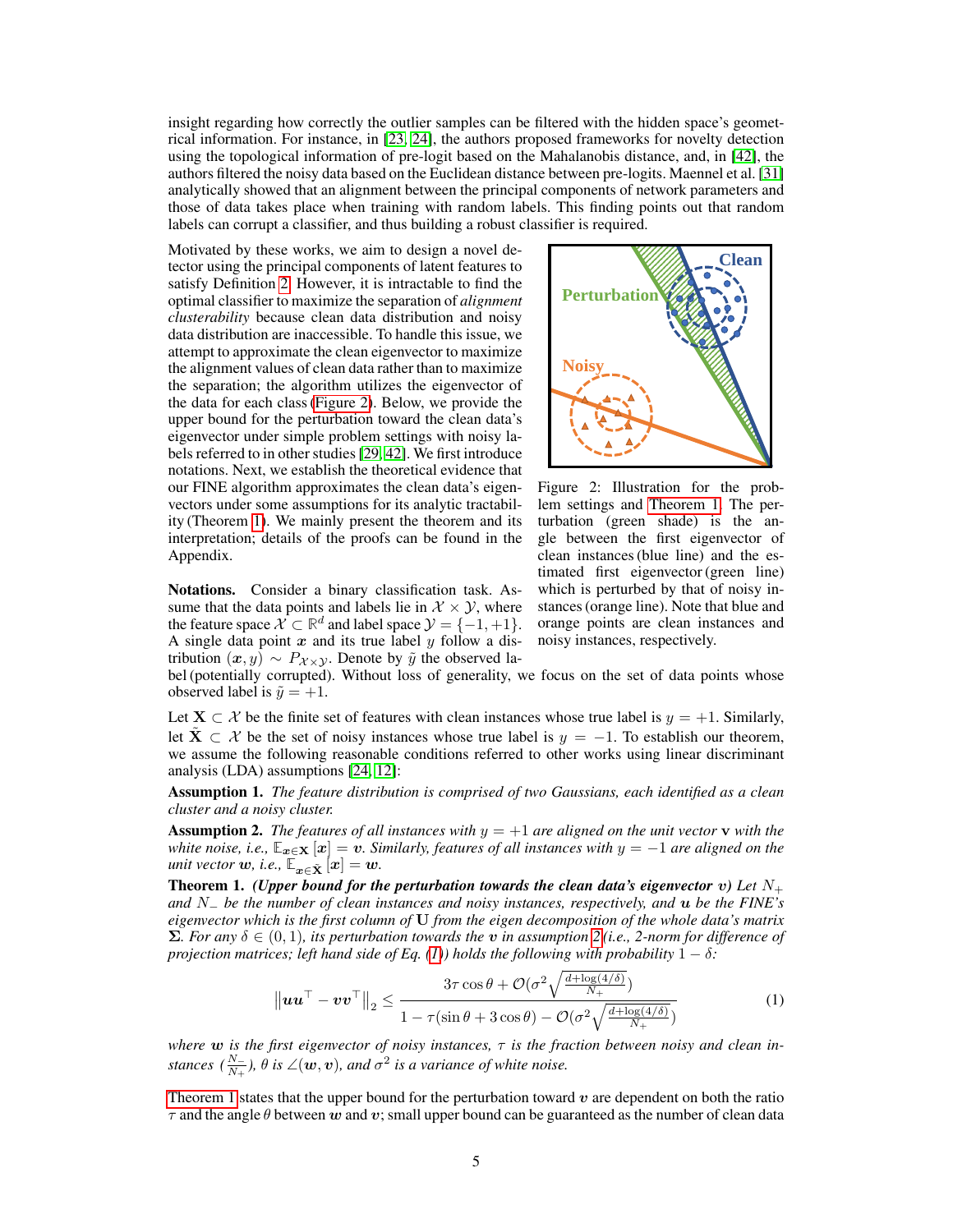insight regarding how correctly the outlier samples can be filtered with the hidden space's geometrical information. For instance, in [23, 24], the authors proposed frameworks for novelty detection using the topological information of pre-logit based on the Mahalanobis distance, and, in [42], the authors filtered the noisy data based on the Euclidean distance between pre-logits. Maennel et al. [31] analytically showed that an alignment between the principal components of network parameters and those of data takes place when training with random labels. This finding points out that random labels can corrupt a classifier, and thus building a robust classifier is required.

Motivated by these works, we aim to design a novel detector using the principal components of latent features to satisfy Definition 2. However, it is intractable to find the optimal classifier to maximize the separation of *alignment clusterability* because clean data distribution and noisy data distribution are inaccessible. To handle this issue, we attempt to approximate the clean eigenvector to maximize the alignment values of clean data rather than to maximize the separation; the algorithm utilizes the eigenvector of the data for each class (Figure 2). Below, we provide the upper bound for the perturbation toward the clean data's eigenvector under simple problem settings with noisy labels referred to in other studies [29, 42]. We first introduce notations. Next, we establish the theoretical evidence that our FINE algorithm approximates the clean data's eigenvectors under some assumptions for its analytic tractability (Theorem 1). We mainly present the theorem and its interpretation; details of the proofs can be found in the Appendix.

Clean

Perturbation

Noisy

Figure 2: Illustration for the problem settings and Theorem 1. The perturbation (green shade) is the angle between the first eigenvector of clean instances (blue line) and the estimated first eigenvector (green line) which is perturbed by that of noisy instances (orange line). Note that blue and orange points are clean instances and noisy instances, respectively.

**Notations.** Consider a binary classification task. Assume that the data points and labels lie in $\mathcal{X} \times \mathcal{Y}$, where the feature space $\mathcal{X} \subset \mathbb{R}^d$ and label space $\mathcal{Y} = \{-1, +1\}$. A single data point $\boldsymbol{x}$ and its true label $y$ follow a distribution $(\boldsymbol{x}, y) \sim P_{\mathcal{X}\times\mathcal{Y}}$. Denote by $\tilde{y}$ the observed label (potentially corrupted). Without loss of generality, we focus on the set of data points whose observed label is $\tilde{y} = +1$.

Let $\mathbf{X} \subset \mathcal{X}$ be the finite set of features with clean instances whose true label is $y = +1$. Similarly, let $\tilde{\mathbf{X}} \subset \mathcal{X}$ be the set of noisy instances whose true label is $y = -1$. To establish our theorem, we assume the following reasonable conditions referred to other works using linear discriminant analysis (LDA) assumptions [24, 12]:

**Assumption 1.** *The feature distribution is comprised of two Gaussians, each identified as a clean cluster and a noisy cluster.*

**Assumption 2.** *The features of all instances with $y = +1$ are aligned on the unit vector $\mathbf{v}$ with the white noise, i.e., $\mathbb{E}_{\boldsymbol{x}\in\mathbf{X}}[\boldsymbol{x}] = \boldsymbol{v}$. Similarly, features of all instances with $y = -1$ are aligned on the unit vector $\boldsymbol{w}$, i.e., $\mathbb{E}_{\boldsymbol{x}\in\tilde{\mathbf{X}}}[\boldsymbol{x}] = \boldsymbol{w}$.*

**Theorem 1.** ***(Upper bound for the perturbation towards the clean data's eigenvector $\boldsymbol{v}$)** Let $N_+$ and $N_-$ be the number of clean instances and noisy instances, respectively, and $\boldsymbol{u}$ be the FINE's eigenvector which is the first column of $\mathbf{U}$ from the eigen decomposition of the whole data's matrix $\boldsymbol{\Sigma}$. For any $\delta \in (0, 1)$, its perturbation towards the $\boldsymbol{v}$ in assumption 2 (i.e., 2-norm for difference of projection matrices; left hand side of Eq. (1)) holds the following with probability $1 - \delta$:*

$$\left\|\boldsymbol{u}\boldsymbol{u}^\top - \boldsymbol{v}\boldsymbol{v}^\top\right\|_2 \leq \frac{3\tau\cos\theta + \mathcal{O}(\sigma^2\sqrt{\frac{d+\log(4/\delta)}{N_+}})}{1 - \tau(\sin\theta + 3\cos\theta) - \mathcal{O}(\sigma^2\sqrt{\frac{d+\log(4/\delta)}{N_+}})} \tag{1}$$

*where $\boldsymbol{w}$ is the first eigenvector of noisy instances, $\tau$ is the fraction between noisy and clean instances ($\frac{N_-}{N_+}$), $\theta$ is $\angle(\boldsymbol{w}, \boldsymbol{v})$, and $\sigma^2$ is a variance of white noise.*

Theorem 1 states that the upper bound for the perturbation toward $\boldsymbol{v}$ are dependent on both the ratio $\tau$ and the angle $\theta$ between $\boldsymbol{w}$ and $\boldsymbol{v}$; small upper bound can be guaranteed as the number of clean data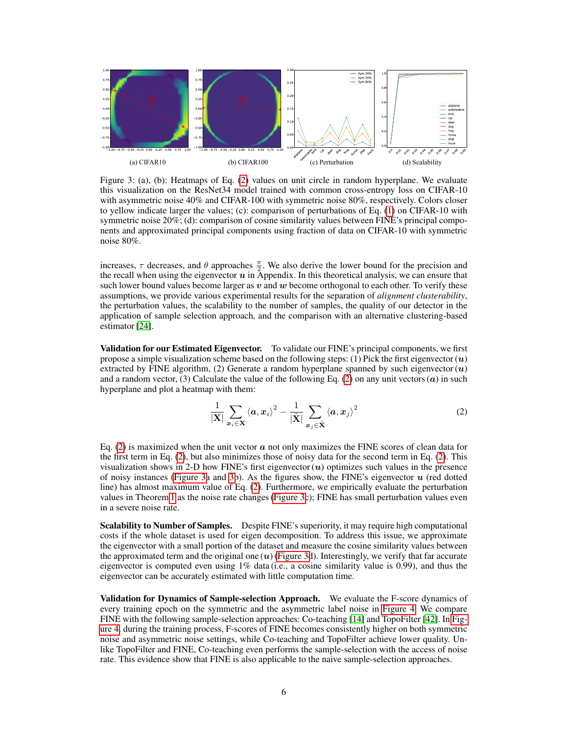(a) CIFAR10 (b) CIFAR100 (c) Perturbation (d) Scalability

Figure 3: (a), (b): Heatmaps of Eq. (2) values on unit circle in random hyperplane. We evaluate this visualization on the ResNet34 model trained with common cross-entropy loss on CIFAR-10 with asymmetric noise 40% and CIFAR-100 with symmetric noise 80%, respectively. Colors closer to yellow indicate larger the values; (c): comparison of perturbations of Eq. (1) on CIFAR-10 with symmetric noise 20%; (d): comparison of cosine similarity values between FINE's principal components and approximated principal components using fraction of data on CIFAR-10 with symmetric noise 80%.

increases, $\tau$ decreases, and $\theta$ approaches $\frac{\pi}{2}$. We also derive the lower bound for the precision and the recall when using the eigenvector $\boldsymbol{u}$ in Appendix. In this theoretical analysis, we can ensure that such lower bound values become larger as $\boldsymbol{v}$ and $\boldsymbol{w}$ become orthogonal to each other. To verify these assumptions, we provide various experimental results for the separation of *alignment clusterability*, the perturbation values, the scalability to the number of samples, the quality of our detector in the application of sample selection approach, and the comparison with an alternative clustering-based estimator [24].

**Validation for our Estimated Eigenvector.** To validate our FINE's principal components, we first propose a simple visualization scheme based on the following steps: (1) Pick the first eigenvector ($\boldsymbol{u}$) extracted by FINE algorithm, (2) Generate a random hyperplane spanned by such eigenvector ($\boldsymbol{u}$) and a random vector, (3) Calculate the value of the following Eq. (2) on any unit vectors ($\boldsymbol{a}$) in such hyperplane and plot a heatmap with them:

$$\frac{1}{|\mathbf{X}|}\sum_{\boldsymbol{x}_i\in\mathbf{X}}\langle\boldsymbol{a},\boldsymbol{x}_i\rangle^2-\frac{1}{|\tilde{\mathbf{X}}|}\sum_{\boldsymbol{x}_j\in\tilde{\mathbf{X}}}\langle\boldsymbol{a},\boldsymbol{x}_j\rangle^2 \tag{2}$$

Eq. (2) is maximized when the unit vector $\boldsymbol{a}$ not only maximizes the FINE scores of clean data for the first term in Eq. (2), but also minimizes those of noisy data for the second term in Eq. (2). This visualization shows in 2-D how FINE's first eigenvector ($\boldsymbol{u}$) optimizes such values in the presence of noisy instances (Figure 3a and 3b). As the figures show, the FINE's eigenvector $\boldsymbol{u}$ (red dotted line) has almost maximum value of Eq. (2). Furthermore, we empirically evaluate the perturbation values in Theorem 1 as the noise rate changes (Figure 3c); FINE has small perturbation values even in a severe noise rate.

**Scalability to Number of Samples.** Despite FINE's superiority, it may require high computational costs if the whole dataset is used for eigen decomposition. To address this issue, we approximate the eigenvector with a small portion of the dataset and measure the cosine similarity values between the approximated term and the original one ($\boldsymbol{u}$) (Figure 3d). Interestingly, we verify that far accurate eigenvector is computed even using 1% data (i.e., a cosine similarity value is 0.99), and thus the eigenvector can be accurately estimated with little computation time.

**Validation for Dynamics of Sample-selection Approach.** We evaluate the F-score dynamics of every training epoch on the symmetric and the asymmetric label noise in Figure 4. We compare FINE with the following sample-selection approaches: Co-teaching [14] and TopoFilter [42]. In Figure 4, during the training process, F-scores of FINE becomes consistently higher on both symmetric noise and asymmetric noise settings, while Co-teaching and TopoFilter achieve lower quality. Unlike TopoFilter and FINE, Co-teaching even performs the sample-selection with the access of noise rate. This evidence show that FINE is also applicable to the naive sample-selection approaches.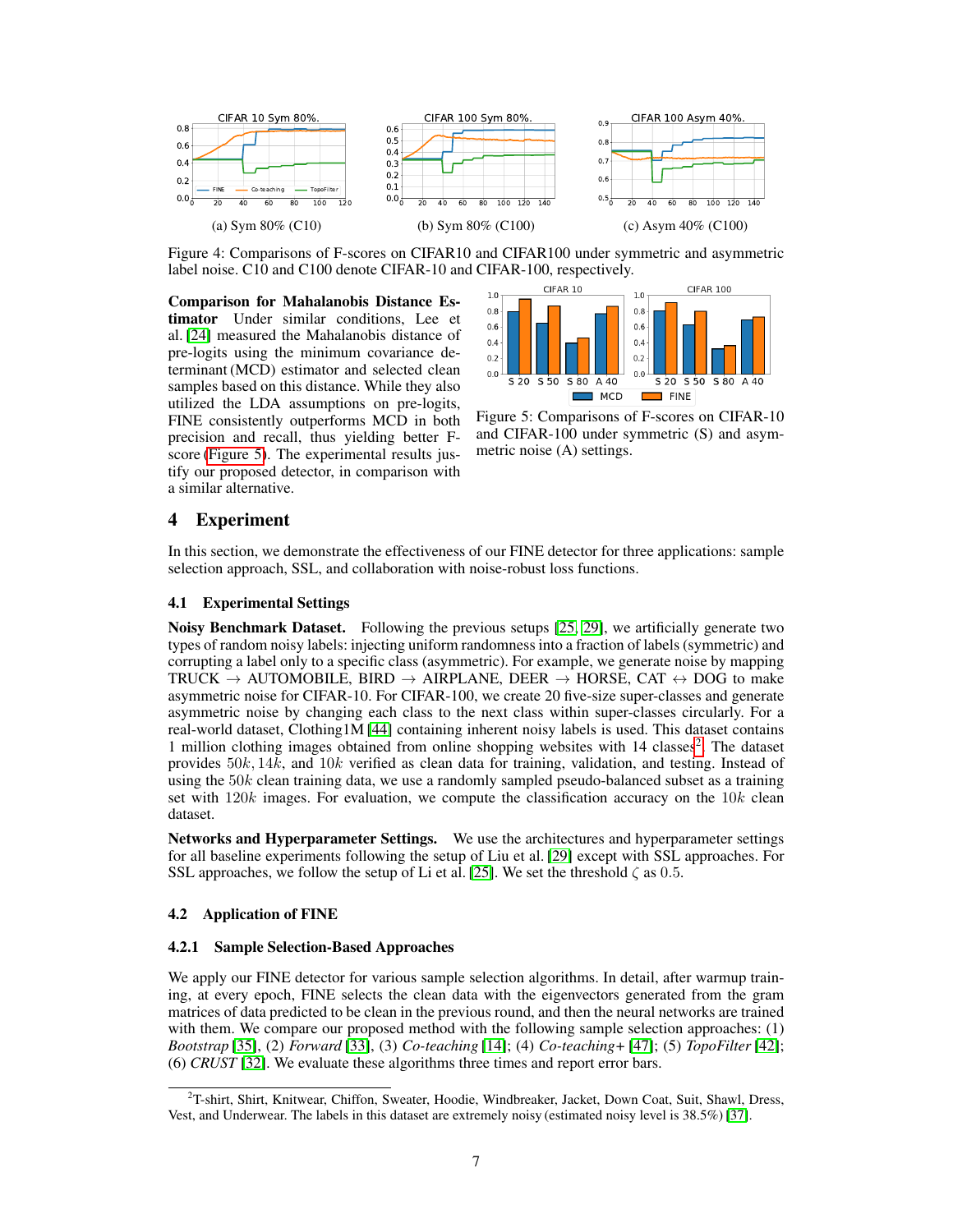CIFAR 10 Sym 80%.

0.8
0.6
0.4
0.2
0.0
0 20 40 60 80 100 120

FINE Co-teaching TopoFilter

(a) Sym 80% (C10)

CIFAR 100 Sym 80%.

0.6
0.5
0.4
0.3
0.2
0.1
0.0
0 20 40 60 80 100 120 140

(b) Sym 80% (C100)

CIFAR 100 Asym 40%.

0.9
0.8
0.7
0.6
0.5
0 20 40 60 80 100 120 140

(c) Asym 40% (C100)

Figure 4: Comparisons of F-scores on CIFAR10 and CIFAR100 under symmetric and asymmetric label noise. C10 and C100 denote CIFAR-10 and CIFAR-100, respectively.

**Comparison for Mahalanobis Distance Estimator** Under similar conditions, Lee et al. [24] measured the Mahalanobis distance of pre-logits using the minimum covariance determinant (MCD) estimator and selected clean samples based on this distance. While they also utilized the LDA assumptions on pre-logits, FINE consistently outperforms MCD in both precision and recall, thus yielding better F-score (Figure 5). The experimental results justify our proposed detector, in comparison with a similar alternative.

CIFAR 10

1.0
0.8
0.6
0.4
0.2
0.0
S 20 S 50 S 80 A 40

CIFAR 100

1.0
0.8
0.6
0.4
0.2
0.0
S 20 S 50 S 80 A 40

MCD FINE

Figure 5: Comparisons of F-scores on CIFAR-10 and CIFAR-100 under symmetric (S) and asymmetric noise (A) settings.

# 4 Experiment

In this section, we demonstrate the effectiveness of our FINE detector for three applications: sample selection approach, SSL, and collaboration with noise-robust loss functions.

## 4.1 Experimental Settings

**Noisy Benchmark Dataset.** Following the previous setups [25, 29], we artificially generate two types of random noisy labels: injecting uniform randomness into a fraction of labels (symmetric) and corrupting a label only to a specific class (asymmetric). For example, we generate noise by mapping TRUCK → AUTOMOBILE, BIRD → AIRPLANE, DEER → HORSE, CAT ↔ DOG to make asymmetric noise for CIFAR-10. For CIFAR-100, we create 20 five-size super-classes and generate asymmetric noise by changing each class to the next class within super-classes circularly. For a real-world dataset, Clothing1M [44] containing inherent noisy labels is used. This dataset contains 1 million clothing images obtained from online shopping websites with 14 classes[2]. The dataset provides $50k, 14k$, and $10k$ verified as clean data for training, validation, and testing. Instead of using the $50k$ clean training data, we use a randomly sampled pseudo-balanced subset as a training set with $120k$ images. For evaluation, we compute the classification accuracy on the $10k$ clean dataset.

**Networks and Hyperparameter Settings.** We use the architectures and hyperparameter settings for all baseline experiments following the setup of Liu et al. [29] except with SSL approaches. For SSL approaches, we follow the setup of Li et al. [25]. We set the threshold $\zeta$ as 0.5.

## 4.2 Application of FINE

### 4.2.1 Sample Selection-Based Approaches

We apply our FINE detector for various sample selection algorithms. In detail, after warmup training, at every epoch, FINE selects the clean data with the eigenvectors generated from the gram matrices of data predicted to be clean in the previous round, and then the neural networks are trained with them. We compare our proposed method with the following sample selection approaches: (1) *Bootstrap* [35], (2) *Forward* [33], (3) *Co-teaching* [14]; (4) *Co-teaching+* [47]; (5) *TopoFilter* [42]; (6) *CRUST* [32]. We evaluate these algorithms three times and report error bars.

[2] T-shirt, Shirt, Knitwear, Chiffon, Sweater, Hoodie, Windbreaker, Jacket, Down Coat, Suit, Shawl, Dress, Vest, and Underwear. The labels in this dataset are extremely noisy (estimated noisy level is 38.5%) [37].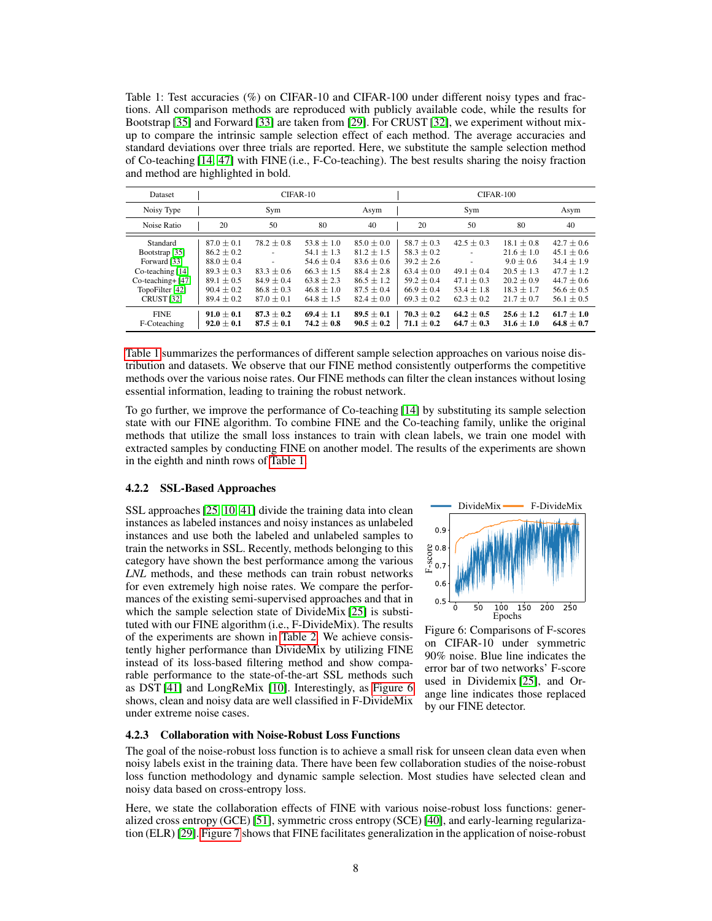Table 1: Test accuracies (%) on CIFAR-10 and CIFAR-100 under different noisy types and fractions. All comparison methods are reproduced with publicly available code, while the results for Bootstrap [35] and Forward [33] are taken from [29]. For CRUST [32], we experiment without mix-up to compare the intrinsic sample selection effect of each method. The average accuracies and standard deviations over three trials are reported. Here, we substitute the sample selection method of Co-teaching [14, 47] with FINE (i.e., F-Co-teaching). The best results sharing the noisy fraction and method are highlighted in bold.

| Dataset | CIFAR-10 | | | | CIFAR-100 | | | |
|---|---|---|---|---|---|---|---|---|
| Noisy Type | Sym | | | Asym | Sym | | | Asym |
| Noise Ratio | 20 | 50 | 80 | 40 | 20 | 50 | 80 | 40 |
| Standard | $87.0 \pm 0.1$ | $78.2 \pm 0.8$ | $53.8 \pm 1.0$ | $85.0 \pm 0.0$ | $58.7 \pm 0.3$ | $42.5 \pm 0.3$ | $18.1 \pm 0.8$ | $42.7 \pm 0.6$ |
| Bootstrap [35] | $86.2 \pm 0.2$ | - | $54.1 \pm 1.3$ | $81.2 \pm 1.5$ | $58.3 \pm 0.2$ | - | $21.6 \pm 1.0$ | $45.1 \pm 0.6$ |
| Forward [33] | $88.0 \pm 0.4$ | - | $54.6 \pm 0.4$ | $83.6 \pm 0.6$ | $39.2 \pm 2.6$ | - | $9.0 \pm 0.6$ | $34.4 \pm 1.9$ |
| Co-teaching [14] | $89.3 \pm 0.3$ | $83.3 \pm 0.6$ | $66.3 \pm 1.5$ | $88.4 \pm 2.8$ | $63.4 \pm 0.0$ | $49.1 \pm 0.4$ | $20.5 \pm 1.3$ | $47.7 \pm 1.2$ |
| Co-teaching+ [47] | $89.1 \pm 0.5$ | $84.9 \pm 0.4$ | $63.8 \pm 2.3$ | $86.5 \pm 1.2$ | $59.2 \pm 0.4$ | $47.1 \pm 0.3$ | $20.2 \pm 0.9$ | $44.7 \pm 0.6$ |
| TopoFilter [42] | $90.4 \pm 0.2$ | $86.8 \pm 0.3$ | $46.8 \pm 1.0$ | $87.5 \pm 0.4$ | $66.9 \pm 0.4$ | $53.4 \pm 1.8$ | $18.3 \pm 1.7$ | $56.6 \pm 0.5$ |
| CRUST [32] | $89.4 \pm 0.2$ | $87.0 \pm 0.1$ | $64.8 \pm 1.5$ | $82.4 \pm 0.0$ | $69.3 \pm 0.2$ | $62.3 \pm 0.2$ | $21.7 \pm 0.7$ | $56.1 \pm 0.5$ |
| FINE | $\mathbf{91.0 \pm 0.1}$ | $\mathbf{87.3 \pm 0.2}$ | $\mathbf{69.4 \pm 1.1}$ | $\mathbf{89.5 \pm 0.1}$ | $\mathbf{70.3 \pm 0.2}$ | $\mathbf{64.2 \pm 0.5}$ | $\mathbf{25.6 \pm 1.2}$ | $\mathbf{61.7 \pm 1.0}$ |
| F-Coteaching | $\mathbf{92.0 \pm 0.1}$ | $\mathbf{87.5 \pm 0.1}$ | $\mathbf{74.2 \pm 0.8}$ | $\mathbf{90.5 \pm 0.2}$ | $\mathbf{71.1 \pm 0.2}$ | $\mathbf{64.7 \pm 0.3}$ | $\mathbf{31.6 \pm 1.0}$ | $\mathbf{64.8 \pm 0.7}$ |

Table 1 summarizes the performances of different sample selection approaches on various noise distribution and datasets. We observe that our FINE method consistently outperforms the competitive methods over the various noise rates. Our FINE methods can filter the clean instances without losing essential information, leading to training the robust network.

To go further, we improve the performance of Co-teaching [14] by substituting its sample selection state with our FINE algorithm. To combine FINE and the Co-teaching family, unlike the original methods that utilize the small loss instances to train with clean labels, we train one model with extracted samples by conducting FINE on another model. The results of the experiments are shown in the eighth and ninth rows of Table 1.

#### 4.2.2 SSL-Based Approaches

SSL approaches [25, 10, 41] divide the training data into clean instances as labeled instances and noisy instances as unlabeled instances and use both the labeled and unlabeled samples to train the networks in SSL. Recently, methods belonging to this category have shown the best performance among the various *LNL* methods, and these methods can train robust networks for even extremely high noise rates. We compare the performances of the existing semi-supervised approaches and that in which the sample selection state of DivideMix [25] is substituted with our FINE algorithm (i.e., F-DivideMix). The results of the experiments are shown in Table 2. We achieve consistently higher performance than DivideMix by utilizing FINE instead of its loss-based filtering method and show comparable performance to the state-of-the-art SSL methods such as DST [41] and LongReMix [10]. Interestingly, as Figure 6 shows, clean and noisy data are well classified in F-DivideMix under extreme noise cases.

DivideMix
F-DivideMix
F-score
0.5
0.6
0.7
0.8
0.9
0
50
100
150
200
250
Epochs

Figure 6: Comparisons of F-scores on CIFAR-10 under symmetric 90% noise. Blue line indicates the error bar of two networks' F-score used in Dividemix [25], and Orange line indicates those replaced by our FINE detector.

#### 4.2.3 Collaboration with Noise-Robust Loss Functions

The goal of the noise-robust loss function is to achieve a small risk for unseen clean data even when noisy labels exist in the training data. There have been few collaboration studies of the noise-robust loss function methodology and dynamic sample selection. Most studies have selected clean and noisy data based on cross-entropy loss.

Here, we state the collaboration effects of FINE with various noise-robust loss functions: generalized cross entropy (GCE) [51], symmetric cross entropy (SCE) [40], and early-learning regularization (ELR) [29]. Figure 7 shows that FINE facilitates generalization in the application of noise-robust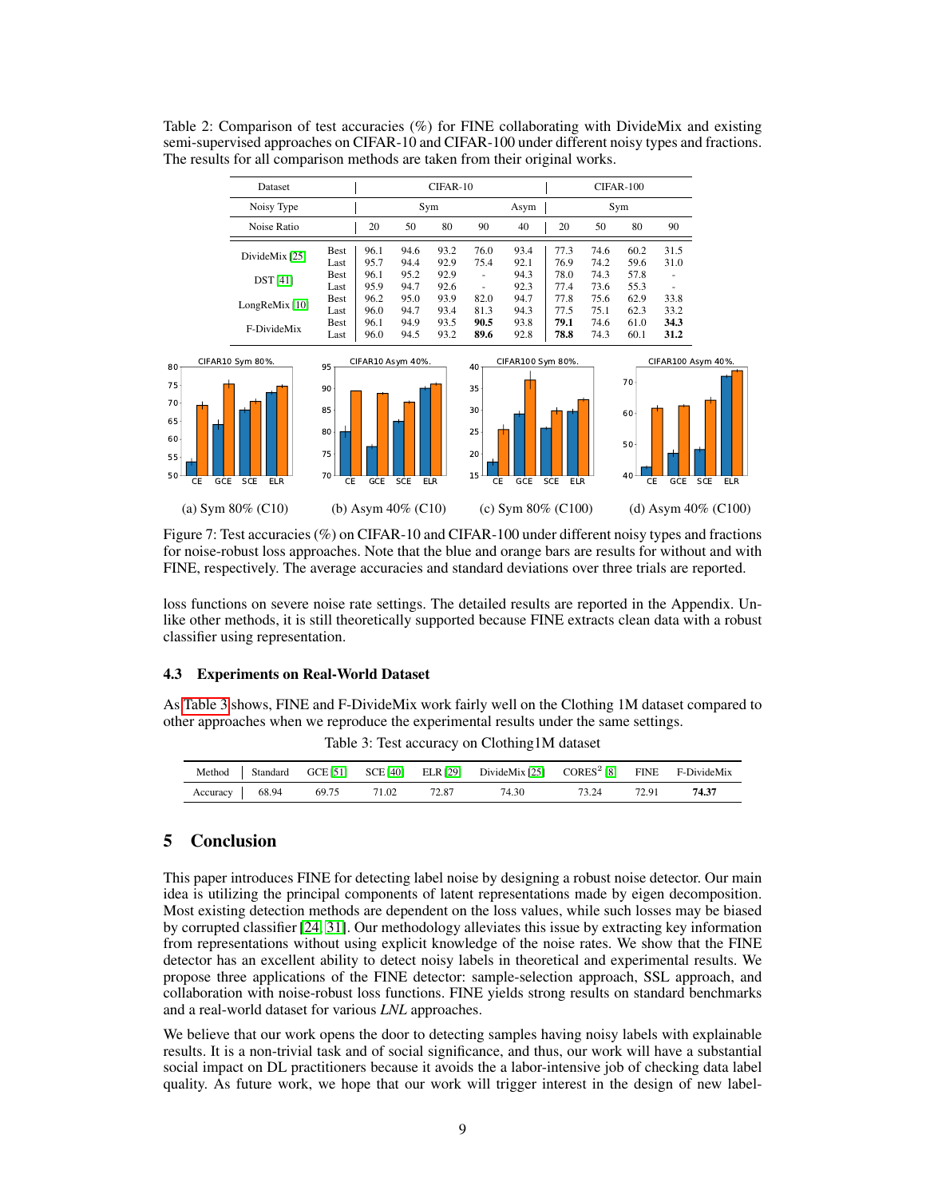Table 2: Comparison of test accuracies (%) for FINE collaborating with DivideMix and existing semi-supervised approaches on CIFAR-10 and CIFAR-100 under different noisy types and fractions. The results for all comparison methods are taken from their original works.

| Dataset | | CIFAR-10 | | | | | CIFAR-100 | | | |
|---|---|---|---|---|---|---|---|---|---|---|
| Noisy Type | | Sym | | | | Asym | Sym | | | |
| Noise Ratio | | 20 | 50 | 80 | 90 | 40 | 20 | 50 | 80 | 90 |
| DivideMix [25] | Best | 96.1 | 94.6 | 93.2 | 76.0 | 93.4 | 77.3 | 74.6 | 60.2 | 31.5 |
| | Last | 95.7 | 94.4 | 92.9 | 75.4 | 92.1 | 76.9 | 74.2 | 59.6 | 31.0 |
| DST [41] | Best | 96.1 | 95.2 | 92.9 | - | 94.3 | 78.0 | 74.3 | 57.8 | - |
| | Last | 95.9 | 94.7 | 92.6 | - | 92.3 | 77.4 | 73.6 | 55.3 | - |
| LongReMix [10] | Best | 96.2 | 95.0 | 93.9 | 82.0 | 94.7 | 77.8 | 75.6 | 62.9 | 33.8 |
| | Last | 96.0 | 94.7 | 93.4 | 81.3 | 94.3 | 77.5 | 75.1 | 62.3 | 33.2 |
| F-DivideMix | Best | 96.1 | 94.9 | 93.5 | **90.5** | 93.8 | **79.1** | 74.6 | 61.0 | **34.3** |
| | Last | 96.0 | 94.5 | 93.2 | **89.6** | 92.8 | **78.8** | 74.3 | 60.1 | **31.2** |

CIFAR10 Sym 80%.

CE GCE SCE ELR

(a) Sym 80% (C10)

CIFAR10 Asym 40%.

CE GCE SCE ELR

(b) Asym 40% (C10)

CIFAR100 Sym 80%.

CE GCE SCE ELR

(c) Sym 80% (C100)

CIFAR100 Asym 40%.

CE GCE SCE ELR

(d) Asym 40% (C100)

Figure 7: Test accuracies (%) on CIFAR-10 and CIFAR-100 under different noisy types and fractions for noise-robust loss approaches. Note that the blue and orange bars are results for without and with FINE, respectively. The average accuracies and standard deviations over three trials are reported.

loss functions on severe noise rate settings. The detailed results are reported in the Appendix. Unlike other methods, it is still theoretically supported because FINE extracts clean data with a robust classifier using representation.

### 4.3 Experiments on Real-World Dataset

As Table 3 shows, FINE and F-DivideMix work fairly well on the Clothing 1M dataset compared to other approaches when we reproduce the experimental results under the same settings.

Table 3: Test accuracy on Clothing1M dataset

| Method | Standard | GCE [51] | SCE [40] | ELR [29] | DivideMix [25] | CORES$^2$ [8] | FINE | F-DivideMix |
|---|---|---|---|---|---|---|---|---|
| Accuracy | 68.94 | 69.75 | 71.02 | 72.87 | 74.30 | 73.24 | 72.91 | **74.37** |

## 5 Conclusion

This paper introduces FINE for detecting label noise by designing a robust noise detector. Our main idea is utilizing the principal components of latent representations made by eigen decomposition. Most existing detection methods are dependent on the loss values, while such losses may be biased by corrupted classifier [24, 31]. Our methodology alleviates this issue by extracting key information from representations without using explicit knowledge of the noise rates. We show that the FINE detector has an excellent ability to detect noisy labels in theoretical and experimental results. We propose three applications of the FINE detector: sample-selection approach, SSL approach, and collaboration with noise-robust loss functions. FINE yields strong results on standard benchmarks and a real-world dataset for various *LNL* approaches.

We believe that our work opens the door to detecting samples having noisy labels with explainable results. It is a non-trivial task and of social significance, and thus, our work will have a substantial social impact on DL practitioners because it avoids the a labor-intensive job of checking data label quality. As future work, we hope that our work will trigger interest in the design of new label-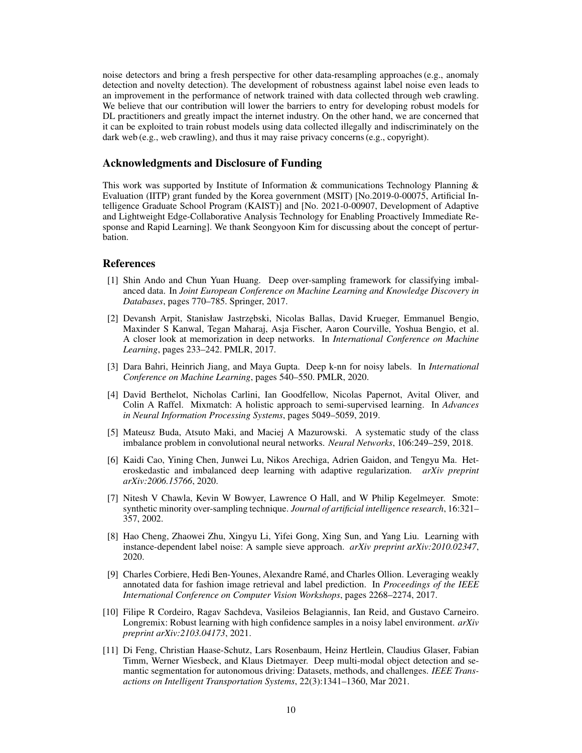noise detectors and bring a fresh perspective for other data-resampling approaches (e.g., anomaly detection and novelty detection). The development of robustness against label noise even leads to an improvement in the performance of network trained with data collected through web crawling. We believe that our contribution will lower the barriers to entry for developing robust models for DL practitioners and greatly impact the internet industry. On the other hand, we are concerned that it can be exploited to train robust models using data collected illegally and indiscriminately on the dark web (e.g., web crawling), and thus it may raise privacy concerns (e.g., copyright).

## Acknowledgments and Disclosure of Funding

This work was supported by Institute of Information & communications Technology Planning & Evaluation (IITP) grant funded by the Korea government (MSIT) [No.2019-0-00075, Artificial Intelligence Graduate School Program (KAIST)] and [No. 2021-0-00907, Development of Adaptive and Lightweight Edge-Collaborative Analysis Technology for Enabling Proactively Immediate Response and Rapid Learning]. We thank Seongyoon Kim for discussing about the concept of perturbation.

## References

[1] Shin Ando and Chun Yuan Huang. Deep over-sampling framework for classifying imbalanced data. In *Joint European Conference on Machine Learning and Knowledge Discovery in Databases*, pages 770–785. Springer, 2017.

[2] Devansh Arpit, Stanisław Jastrzębski, Nicolas Ballas, David Krueger, Emmanuel Bengio, Maxinder S Kanwal, Tegan Maharaj, Asja Fischer, Aaron Courville, Yoshua Bengio, et al. A closer look at memorization in deep networks. In *International Conference on Machine Learning*, pages 233–242. PMLR, 2017.

[3] Dara Bahri, Heinrich Jiang, and Maya Gupta. Deep k-nn for noisy labels. In *International Conference on Machine Learning*, pages 540–550. PMLR, 2020.

[4] David Berthelot, Nicholas Carlini, Ian Goodfellow, Nicolas Papernot, Avital Oliver, and Colin A Raffel. Mixmatch: A holistic approach to semi-supervised learning. In *Advances in Neural Information Processing Systems*, pages 5049–5059, 2019.

[5] Mateusz Buda, Atsuto Maki, and Maciej A Mazurowski. A systematic study of the class imbalance problem in convolutional neural networks. *Neural Networks*, 106:249–259, 2018.

[6] Kaidi Cao, Yining Chen, Junwei Lu, Nikos Arechiga, Adrien Gaidon, and Tengyu Ma. Heteroskedastic and imbalanced deep learning with adaptive regularization. *arXiv preprint arXiv:2006.15766*, 2020.

[7] Nitesh V Chawla, Kevin W Bowyer, Lawrence O Hall, and W Philip Kegelmeyer. Smote: synthetic minority over-sampling technique. *Journal of artificial intelligence research*, 16:321–357, 2002.

[8] Hao Cheng, Zhaowei Zhu, Xingyu Li, Yifei Gong, Xing Sun, and Yang Liu. Learning with instance-dependent label noise: A sample sieve approach. *arXiv preprint arXiv:2010.02347*, 2020.

[9] Charles Corbiere, Hedi Ben-Younes, Alexandre Ramé, and Charles Ollion. Leveraging weakly annotated data for fashion image retrieval and label prediction. In *Proceedings of the IEEE International Conference on Computer Vision Workshops*, pages 2268–2274, 2017.

[10] Filipe R Cordeiro, Ragav Sachdeva, Vasileios Belagiannis, Ian Reid, and Gustavo Carneiro. Longremix: Robust learning with high confidence samples in a noisy label environment. *arXiv preprint arXiv:2103.04173*, 2021.

[11] Di Feng, Christian Haase-Schutz, Lars Rosenbaum, Heinz Hertlein, Claudius Glaser, Fabian Timm, Werner Wiesbeck, and Klaus Dietmayer. Deep multi-modal object detection and semantic segmentation for autonomous driving: Datasets, methods, and challenges. *IEEE Transactions on Intelligent Transportation Systems*, 22(3):1341–1360, Mar 2021.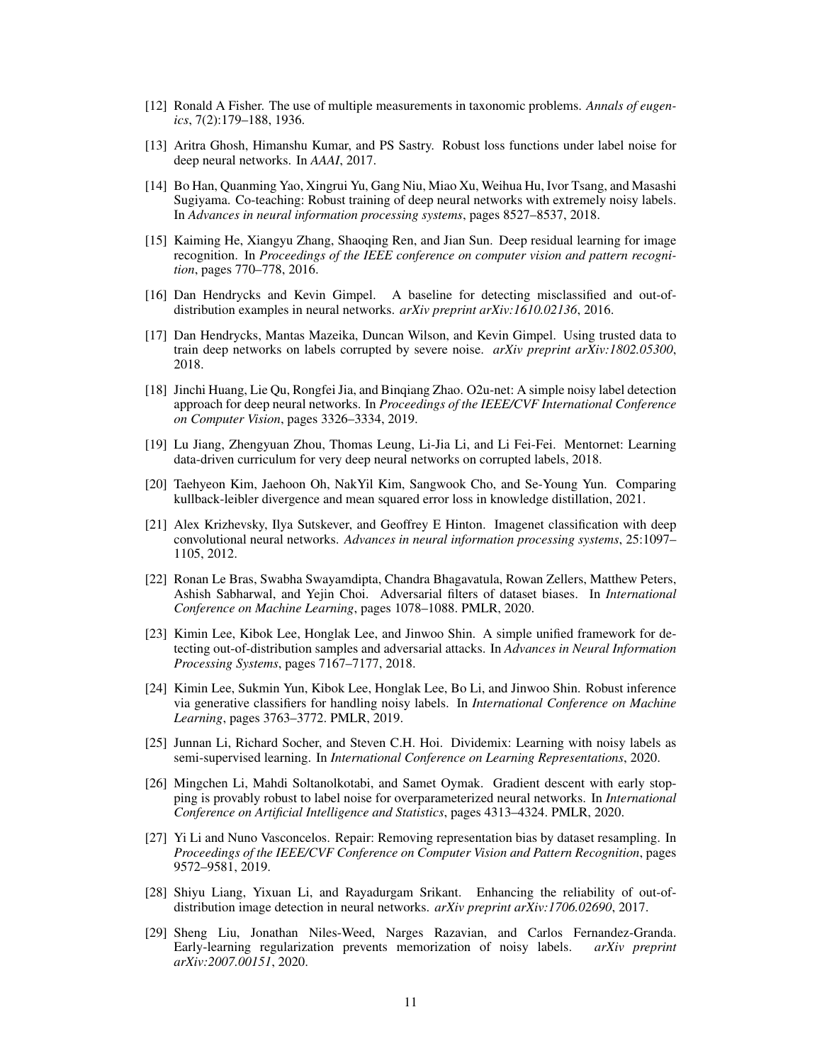[12] Ronald A Fisher. The use of multiple measurements in taxonomic problems. *Annals of eugenics*, 7(2):179–188, 1936.

[13] Aritra Ghosh, Himanshu Kumar, and PS Sastry. Robust loss functions under label noise for deep neural networks. In *AAAI*, 2017.

[14] Bo Han, Quanming Yao, Xingrui Yu, Gang Niu, Miao Xu, Weihua Hu, Ivor Tsang, and Masashi Sugiyama. Co-teaching: Robust training of deep neural networks with extremely noisy labels. In *Advances in neural information processing systems*, pages 8527–8537, 2018.

[15] Kaiming He, Xiangyu Zhang, Shaoqing Ren, and Jian Sun. Deep residual learning for image recognition. In *Proceedings of the IEEE conference on computer vision and pattern recognition*, pages 770–778, 2016.

[16] Dan Hendrycks and Kevin Gimpel. A baseline for detecting misclassified and out-of-distribution examples in neural networks. *arXiv preprint arXiv:1610.02136*, 2016.

[17] Dan Hendrycks, Mantas Mazeika, Duncan Wilson, and Kevin Gimpel. Using trusted data to train deep networks on labels corrupted by severe noise. *arXiv preprint arXiv:1802.05300*, 2018.

[18] Jinchi Huang, Lie Qu, Rongfei Jia, and Binqiang Zhao. O2u-net: A simple noisy label detection approach for deep neural networks. In *Proceedings of the IEEE/CVF International Conference on Computer Vision*, pages 3326–3334, 2019.

[19] Lu Jiang, Zhengyuan Zhou, Thomas Leung, Li-Jia Li, and Li Fei-Fei. Mentornet: Learning data-driven curriculum for very deep neural networks on corrupted labels, 2018.

[20] Taehyeon Kim, Jaehoon Oh, NakYil Kim, Sangwook Cho, and Se-Young Yun. Comparing kullback-leibler divergence and mean squared error loss in knowledge distillation, 2021.

[21] Alex Krizhevsky, Ilya Sutskever, and Geoffrey E Hinton. Imagenet classification with deep convolutional neural networks. *Advances in neural information processing systems*, 25:1097–1105, 2012.

[22] Ronan Le Bras, Swabha Swayamdipta, Chandra Bhagavatula, Rowan Zellers, Matthew Peters, Ashish Sabharwal, and Yejin Choi. Adversarial filters of dataset biases. In *International Conference on Machine Learning*, pages 1078–1088. PMLR, 2020.

[23] Kimin Lee, Kibok Lee, Honglak Lee, and Jinwoo Shin. A simple unified framework for detecting out-of-distribution samples and adversarial attacks. In *Advances in Neural Information Processing Systems*, pages 7167–7177, 2018.

[24] Kimin Lee, Sukmin Yun, Kibok Lee, Honglak Lee, Bo Li, and Jinwoo Shin. Robust inference via generative classifiers for handling noisy labels. In *International Conference on Machine Learning*, pages 3763–3772. PMLR, 2019.

[25] Junnan Li, Richard Socher, and Steven C.H. Hoi. Dividemix: Learning with noisy labels as semi-supervised learning. In *International Conference on Learning Representations*, 2020.

[26] Mingchen Li, Mahdi Soltanolkotabi, and Samet Oymak. Gradient descent with early stopping is provably robust to label noise for overparameterized neural networks. In *International Conference on Artificial Intelligence and Statistics*, pages 4313–4324. PMLR, 2020.

[27] Yi Li and Nuno Vasconcelos. Repair: Removing representation bias by dataset resampling. In *Proceedings of the IEEE/CVF Conference on Computer Vision and Pattern Recognition*, pages 9572–9581, 2019.

[28] Shiyu Liang, Yixuan Li, and Rayadurgam Srikant. Enhancing the reliability of out-of-distribution image detection in neural networks. *arXiv preprint arXiv:1706.02690*, 2017.

[29] Sheng Liu, Jonathan Niles-Weed, Narges Razavian, and Carlos Fernandez-Granda. Early-learning regularization prevents memorization of noisy labels. *arXiv preprint arXiv:2007.00151*, 2020.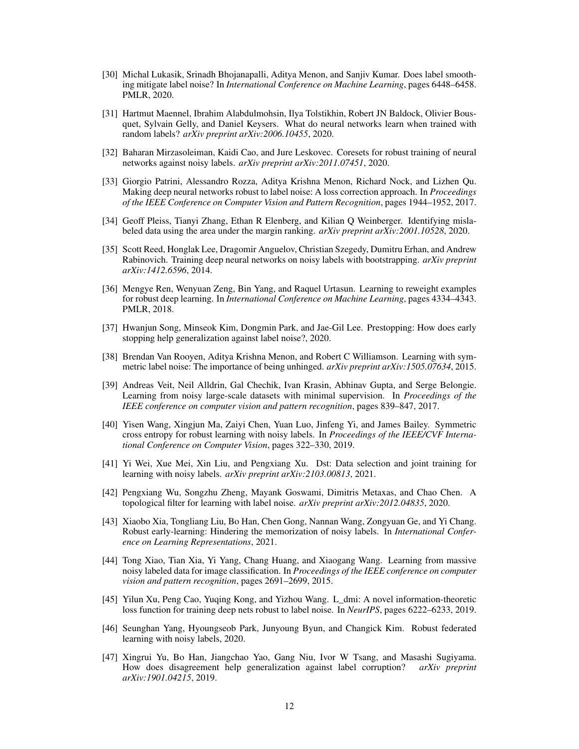[30] Michal Lukasik, Srinadh Bhojanapalli, Aditya Menon, and Sanjiv Kumar. Does label smoothing mitigate label noise? In *International Conference on Machine Learning*, pages 6448–6458. PMLR, 2020.

[31] Hartmut Maennel, Ibrahim Alabdulmohsin, Ilya Tolstikhin, Robert JN Baldock, Olivier Bousquet, Sylvain Gelly, and Daniel Keysers. What do neural networks learn when trained with random labels? *arXiv preprint arXiv:2006.10455*, 2020.

[32] Baharan Mirzasoleiman, Kaidi Cao, and Jure Leskovec. Coresets for robust training of neural networks against noisy labels. *arXiv preprint arXiv:2011.07451*, 2020.

[33] Giorgio Patrini, Alessandro Rozza, Aditya Krishna Menon, Richard Nock, and Lizhen Qu. Making deep neural networks robust to label noise: A loss correction approach. In *Proceedings of the IEEE Conference on Computer Vision and Pattern Recognition*, pages 1944–1952, 2017.

[34] Geoff Pleiss, Tianyi Zhang, Ethan R Elenberg, and Kilian Q Weinberger. Identifying mislabeled data using the area under the margin ranking. *arXiv preprint arXiv:2001.10528*, 2020.

[35] Scott Reed, Honglak Lee, Dragomir Anguelov, Christian Szegedy, Dumitru Erhan, and Andrew Rabinovich. Training deep neural networks on noisy labels with bootstrapping. *arXiv preprint arXiv:1412.6596*, 2014.

[36] Mengye Ren, Wenyuan Zeng, Bin Yang, and Raquel Urtasun. Learning to reweight examples for robust deep learning. In *International Conference on Machine Learning*, pages 4334–4343. PMLR, 2018.

[37] Hwanjun Song, Minseok Kim, Dongmin Park, and Jae-Gil Lee. Prestopping: How does early stopping help generalization against label noise?, 2020.

[38] Brendan Van Rooyen, Aditya Krishna Menon, and Robert C Williamson. Learning with symmetric label noise: The importance of being unhinged. *arXiv preprint arXiv:1505.07634*, 2015.

[39] Andreas Veit, Neil Alldrin, Gal Chechik, Ivan Krasin, Abhinav Gupta, and Serge Belongie. Learning from noisy large-scale datasets with minimal supervision. In *Proceedings of the IEEE conference on computer vision and pattern recognition*, pages 839–847, 2017.

[40] Yisen Wang, Xingjun Ma, Zaiyi Chen, Yuan Luo, Jinfeng Yi, and James Bailey. Symmetric cross entropy for robust learning with noisy labels. In *Proceedings of the IEEE/CVF International Conference on Computer Vision*, pages 322–330, 2019.

[41] Yi Wei, Xue Mei, Xin Liu, and Pengxiang Xu. Dst: Data selection and joint training for learning with noisy labels. *arXiv preprint arXiv:2103.00813*, 2021.

[42] Pengxiang Wu, Songzhu Zheng, Mayank Goswami, Dimitris Metaxas, and Chao Chen. A topological filter for learning with label noise. *arXiv preprint arXiv:2012.04835*, 2020.

[43] Xiaobo Xia, Tongliang Liu, Bo Han, Chen Gong, Nannan Wang, Zongyuan Ge, and Yi Chang. Robust early-learning: Hindering the memorization of noisy labels. In *International Conference on Learning Representations*, 2021.

[44] Tong Xiao, Tian Xia, Yi Yang, Chang Huang, and Xiaogang Wang. Learning from massive noisy labeled data for image classification. In *Proceedings of the IEEE conference on computer vision and pattern recognition*, pages 2691–2699, 2015.

[45] Yilun Xu, Peng Cao, Yuqing Kong, and Yizhou Wang. L_dmi: A novel information-theoretic loss function for training deep nets robust to label noise. In *NeurIPS*, pages 6222–6233, 2019.

[46] Seunghan Yang, Hyoungseob Park, Junyoung Byun, and Changick Kim. Robust federated learning with noisy labels, 2020.

[47] Xingrui Yu, Bo Han, Jiangchao Yao, Gang Niu, Ivor W Tsang, and Masashi Sugiyama. How does disagreement help generalization against label corruption? *arXiv preprint arXiv:1901.04215*, 2019.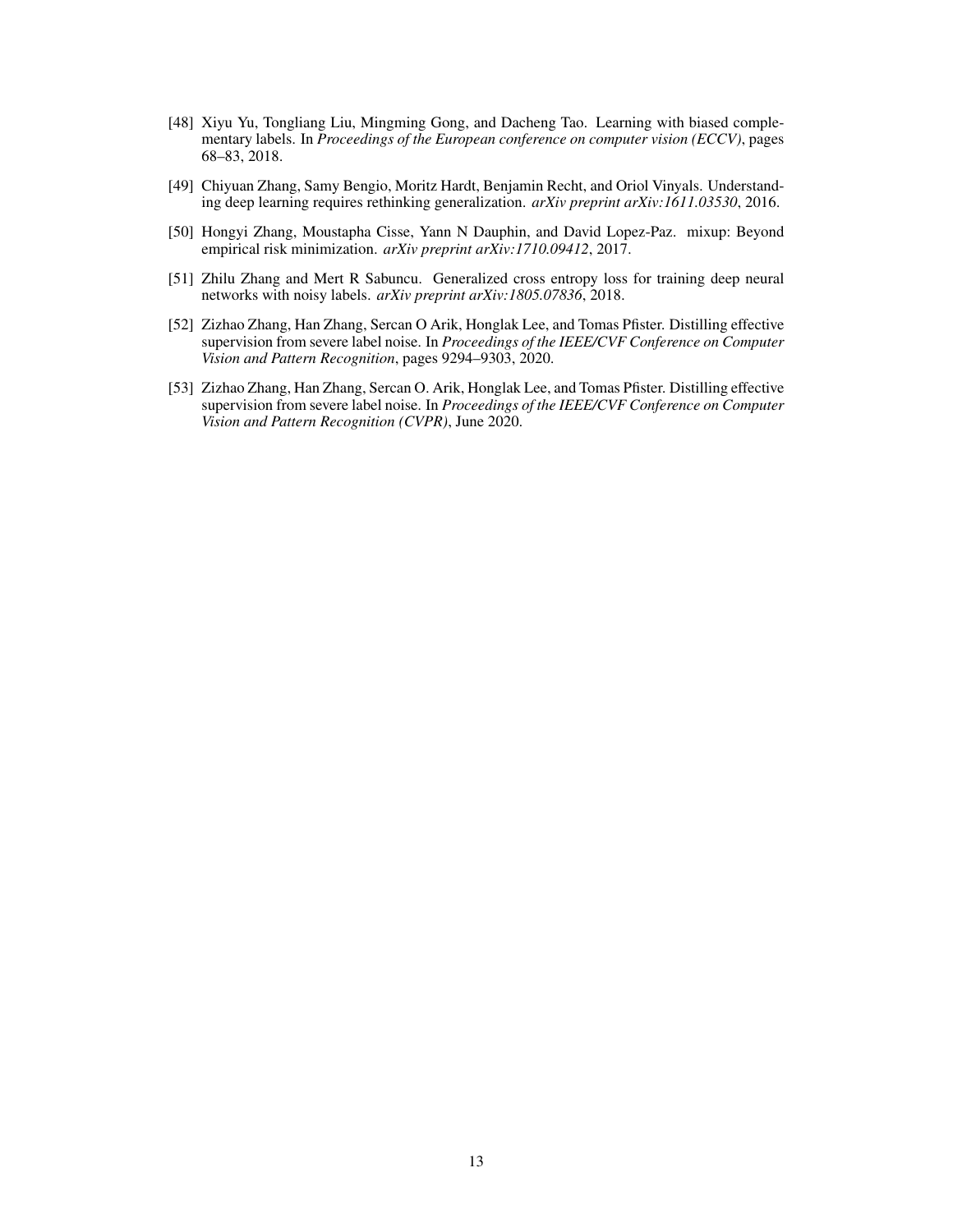[48] Xiyu Yu, Tongliang Liu, Mingming Gong, and Dacheng Tao. Learning with biased complementary labels. In *Proceedings of the European conference on computer vision (ECCV)*, pages 68–83, 2018.

[49] Chiyuan Zhang, Samy Bengio, Moritz Hardt, Benjamin Recht, and Oriol Vinyals. Understanding deep learning requires rethinking generalization. *arXiv preprint arXiv:1611.03530*, 2016.

[50] Hongyi Zhang, Moustapha Cisse, Yann N Dauphin, and David Lopez-Paz. mixup: Beyond empirical risk minimization. *arXiv preprint arXiv:1710.09412*, 2017.

[51] Zhilu Zhang and Mert R Sabuncu. Generalized cross entropy loss for training deep neural networks with noisy labels. *arXiv preprint arXiv:1805.07836*, 2018.

[52] Zizhao Zhang, Han Zhang, Sercan O Arik, Honglak Lee, and Tomas Pfister. Distilling effective supervision from severe label noise. In *Proceedings of the IEEE/CVF Conference on Computer Vision and Pattern Recognition*, pages 9294–9303, 2020.

[53] Zizhao Zhang, Han Zhang, Sercan O. Arik, Honglak Lee, and Tomas Pfister. Distilling effective supervision from severe label noise. In *Proceedings of the IEEE/CVF Conference on Computer Vision and Pattern Recognition (CVPR)*, June 2020.